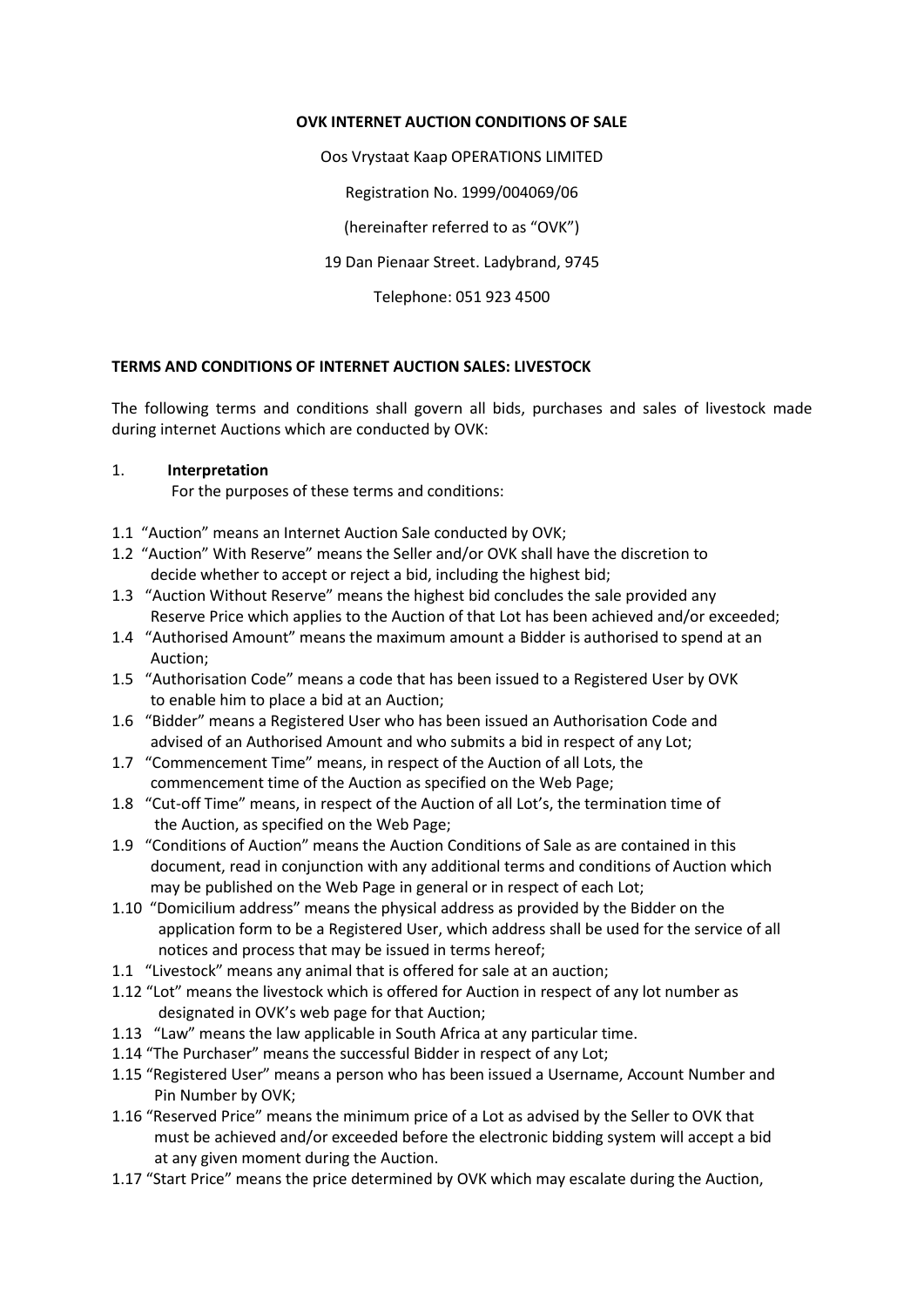**OVK INTERNET AUCTION CONDITIONS OF SALE**

Oos Vrystaat Kaap OPERATIONS LIMITED

Registration No. 1999/004069/06

(hereinafter referred to as "OVK")

19 Dan Pienaar Street. Ladybrand, 9745

Telephone: 051 923 4500

**TERMS AND CONDITIONS OF INTERNET AUCTION SALES: LIVESTOCK**

The following terms and conditions shall govern all bids, purchases and sales of livestock made during internet Auctions which are conducted by OVK:

1. **Interpretation**

   For the purposes of these terms and conditions:

1.1 "Auction" means an Internet Auction Sale conducted by OVK;

1.2 "Auction" With Reserve" means the Seller and/or OVK shall have the discretion to decide whether to accept or reject a bid, including the highest bid;

1.3 "Auction Without Reserve" means the highest bid concludes the sale provided any Reserve Price which applies to the Auction of that Lot has been achieved and/or exceeded;

1.4 "Authorised Amount" means the maximum amount a Bidder is authorised to spend at an Auction;

1.5 "Authorisation Code" means a code that has been issued to a Registered User by OVK to enable him to place a bid at an Auction;

1.6 "Bidder" means a Registered User who has been issued an Authorisation Code and advised of an Authorised Amount and who submits a bid in respect of any Lot;

1.7 "Commencement Time" means, in respect of the Auction of all Lots, the commencement time of the Auction as specified on the Web Page;

1.8 "Cut-off Time" means, in respect of the Auction of all Lot's, the termination time of the Auction, as specified on the Web Page;

1.9 "Conditions of Auction" means the Auction Conditions of Sale as are contained in this document, read in conjunction with any additional terms and conditions of Auction which may be published on the Web Page in general or in respect of each Lot;

1.10 "Domicilium address" means the physical address as provided by the Bidder on the application form to be a Registered User, which address shall be used for the service of all notices and process that may be issued in terms hereof;

1.1 "Livestock" means any animal that is offered for sale at an auction;

1.12 "Lot" means the livestock which is offered for Auction in respect of any lot number as designated in OVK's web page for that Auction;

1.13 "Law" means the law applicable in South Africa at any particular time.

1.14 "The Purchaser" means the successful Bidder in respect of any Lot;

1.15 "Registered User" means a person who has been issued a Username, Account Number and Pin Number by OVK;

1.16 "Reserved Price" means the minimum price of a Lot as advised by the Seller to OVK that must be achieved and/or exceeded before the electronic bidding system will accept a bid at any given moment during the Auction.

1.17 "Start Price" means the price determined by OVK which may escalate during the Auction,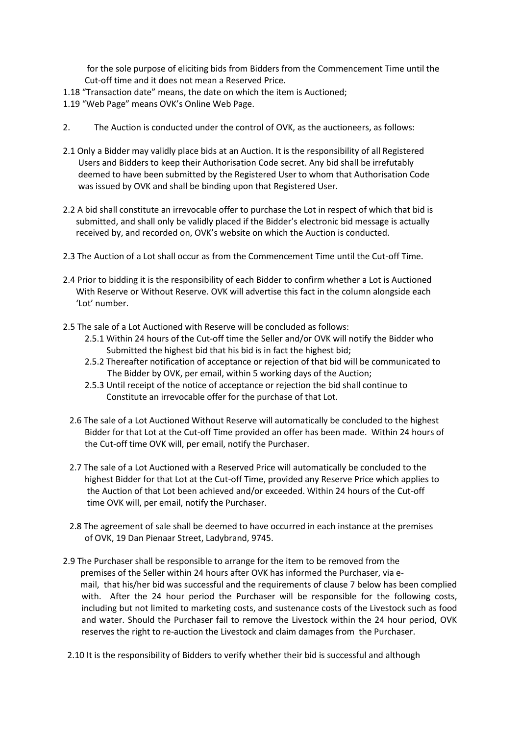for the sole purpose of eliciting bids from Bidders from the Commencement Time until the Cut-off time and it does not mean a Reserved Price.

1.18 "Transaction date" means, the date on which the item is Auctioned;

1.19 "Web Page" means OVK's Online Web Page.

2. The Auction is conducted under the control of OVK, as the auctioneers, as follows:

2.1 Only a Bidder may validly place bids at an Auction. It is the responsibility of all Registered Users and Bidders to keep their Authorisation Code secret. Any bid shall be irrefutably deemed to have been submitted by the Registered User to whom that Authorisation Code was issued by OVK and shall be binding upon that Registered User.

2.2 A bid shall constitute an irrevocable offer to purchase the Lot in respect of which that bid is submitted, and shall only be validly placed if the Bidder's electronic bid message is actually received by, and recorded on, OVK's website on which the Auction is conducted.

2.3 The Auction of a Lot shall occur as from the Commencement Time until the Cut-off Time.

2.4 Prior to bidding it is the responsibility of each Bidder to confirm whether a Lot is Auctioned With Reserve or Without Reserve. OVK will advertise this fact in the column alongside each 'Lot' number.

2.5 The sale of a Lot Auctioned with Reserve will be concluded as follows:

- 2.5.1 Within 24 hours of the Cut-off time the Seller and/or OVK will notify the Bidder who Submitted the highest bid that his bid is in fact the highest bid;
- 2.5.2 Thereafter notification of acceptance or rejection of that bid will be communicated to The Bidder by OVK, per email, within 5 working days of the Auction;
- 2.5.3 Until receipt of the notice of acceptance or rejection the bid shall continue to Constitute an irrevocable offer for the purchase of that Lot.

2.6 The sale of a Lot Auctioned Without Reserve will automatically be concluded to the highest Bidder for that Lot at the Cut-off Time provided an offer has been made. Within 24 hours of the Cut-off time OVK will, per email, notify the Purchaser.

2.7 The sale of a Lot Auctioned with a Reserved Price will automatically be concluded to the highest Bidder for that Lot at the Cut-off Time, provided any Reserve Price which applies to the Auction of that Lot been achieved and/or exceeded. Within 24 hours of the Cut-off time OVK will, per email, notify the Purchaser.

2.8 The agreement of sale shall be deemed to have occurred in each instance at the premises of OVK, 19 Dan Pienaar Street, Ladybrand, 9745.

2.9 The Purchaser shall be responsible to arrange for the item to be removed from the premises of the Seller within 24 hours after OVK has informed the Purchaser, via e-mail, that his/her bid was successful and the requirements of clause 7 below has been complied with. After the 24 hour period the Purchaser will be responsible for the following costs, including but not limited to marketing costs, and sustenance costs of the Livestock such as food and water. Should the Purchaser fail to remove the Livestock within the 24 hour period, OVK reserves the right to re-auction the Livestock and claim damages from the Purchaser.

2.10 It is the responsibility of Bidders to verify whether their bid is successful and although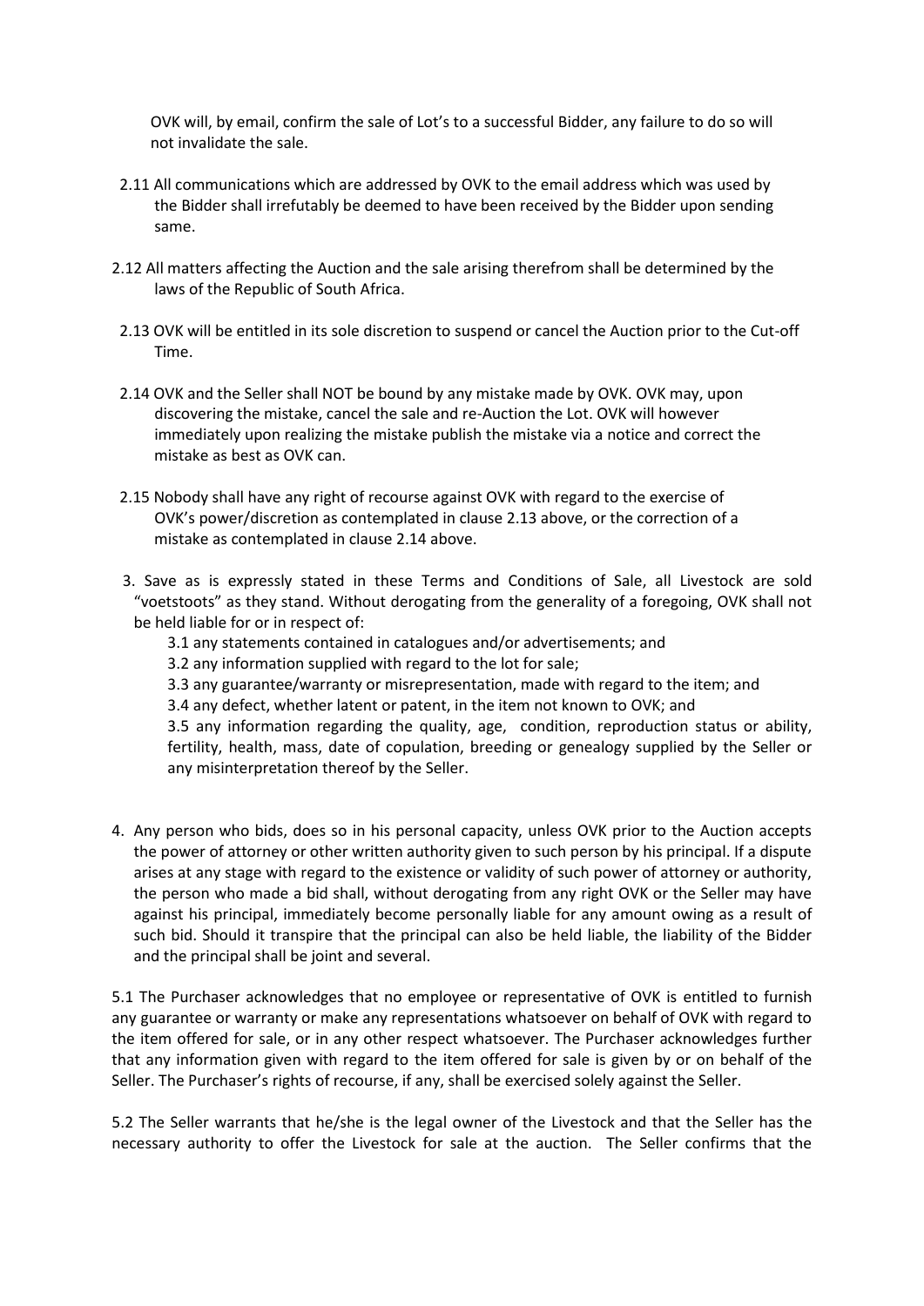OVK will, by email, confirm the sale of Lot's to a successful Bidder, any failure to do so will not invalidate the sale.

2.11 All communications which are addressed by OVK to the email address which was used by the Bidder shall irrefutably be deemed to have been received by the Bidder upon sending same.

2.12 All matters affecting the Auction and the sale arising therefrom shall be determined by the laws of the Republic of South Africa.

2.13 OVK will be entitled in its sole discretion to suspend or cancel the Auction prior to the Cut-off Time.

2.14 OVK and the Seller shall NOT be bound by any mistake made by OVK. OVK may, upon discovering the mistake, cancel the sale and re-Auction the Lot. OVK will however immediately upon realizing the mistake publish the mistake via a notice and correct the mistake as best as OVK can.

2.15 Nobody shall have any right of recourse against OVK with regard to the exercise of OVK's power/discretion as contemplated in clause 2.13 above, or the correction of a mistake as contemplated in clause 2.14 above.

3. Save as is expressly stated in these Terms and Conditions of Sale, all Livestock are sold "voetstoots" as they stand. Without derogating from the generality of a foregoing, OVK shall not be held liable for or in respect of:

   3.1 any statements contained in catalogues and/or advertisements; and

   3.2 any information supplied with regard to the lot for sale;

   3.3 any guarantee/warranty or misrepresentation, made with regard to the item; and

   3.4 any defect, whether latent or patent, in the item not known to OVK; and

   3.5 any information regarding the quality, age, condition, reproduction status or ability, fertility, health, mass, date of copulation, breeding or genealogy supplied by the Seller or any misinterpretation thereof by the Seller.

4. Any person who bids, does so in his personal capacity, unless OVK prior to the Auction accepts the power of attorney or other written authority given to such person by his principal. If a dispute arises at any stage with regard to the existence or validity of such power of attorney or authority, the person who made a bid shall, without derogating from any right OVK or the Seller may have against his principal, immediately become personally liable for any amount owing as a result of such bid. Should it transpire that the principal can also be held liable, the liability of the Bidder and the principal shall be joint and several.

5.1 The Purchaser acknowledges that no employee or representative of OVK is entitled to furnish any guarantee or warranty or make any representations whatsoever on behalf of OVK with regard to the item offered for sale, or in any other respect whatsoever. The Purchaser acknowledges further that any information given with regard to the item offered for sale is given by or on behalf of the Seller. The Purchaser's rights of recourse, if any, shall be exercised solely against the Seller.

5.2 The Seller warrants that he/she is the legal owner of the Livestock and that the Seller has the necessary authority to offer the Livestock for sale at the auction. The Seller confirms that the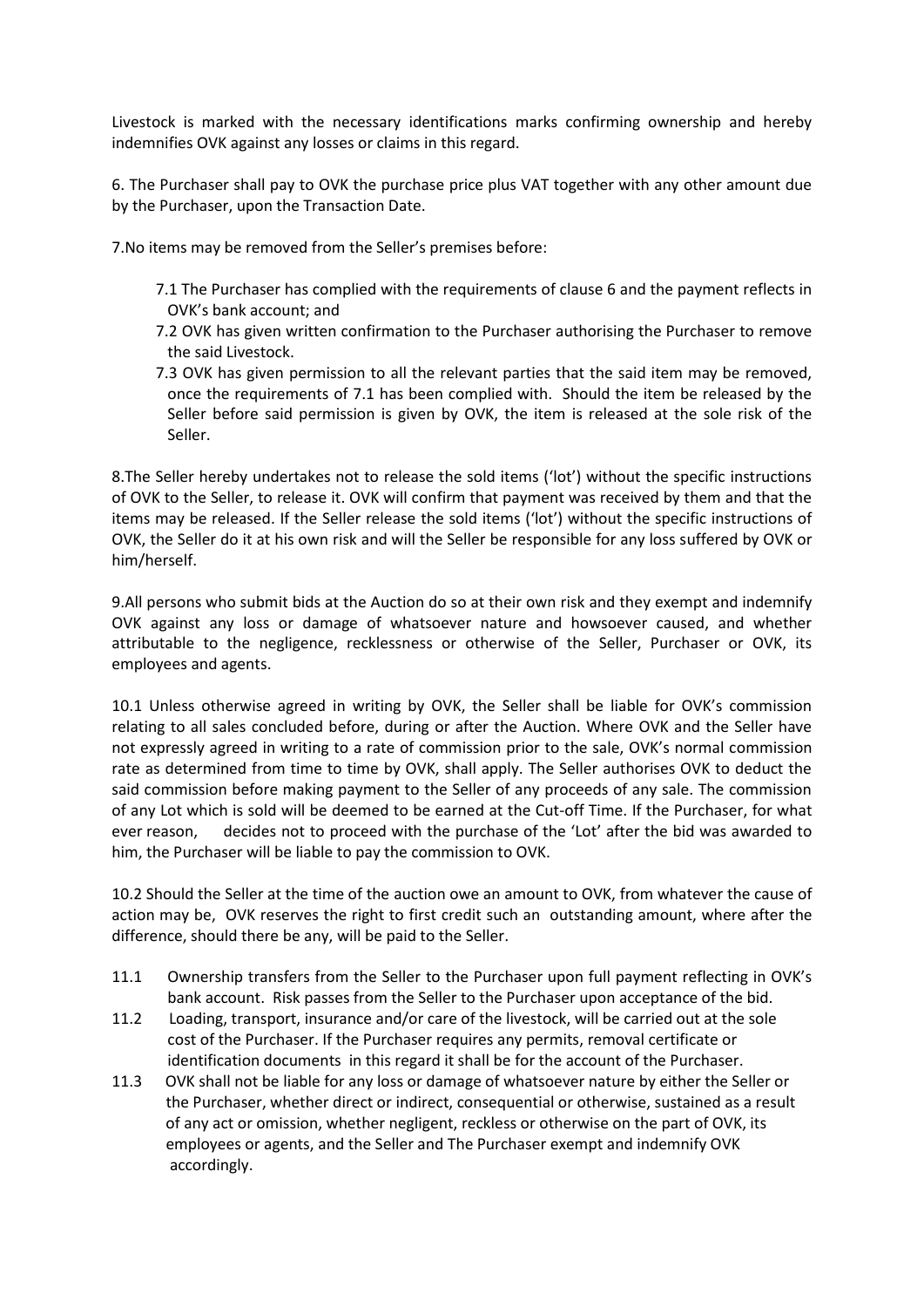Livestock is marked with the necessary identifications marks confirming ownership and hereby indemnifies OVK against any losses or claims in this regard.

6. The Purchaser shall pay to OVK the purchase price plus VAT together with any other amount due by the Purchaser, upon the Transaction Date.

7.No items may be removed from the Seller's premises before:

7.1 The Purchaser has complied with the requirements of clause 6 and the payment reflects in OVK's bank account; and

7.2 OVK has given written confirmation to the Purchaser authorising the Purchaser to remove the said Livestock.

7.3 OVK has given permission to all the relevant parties that the said item may be removed, once the requirements of 7.1 has been complied with. Should the item be released by the Seller before said permission is given by OVK, the item is released at the sole risk of the Seller.

8.The Seller hereby undertakes not to release the sold items ('lot') without the specific instructions of OVK to the Seller, to release it. OVK will confirm that payment was received by them and that the items may be released. If the Seller release the sold items ('lot') without the specific instructions of OVK, the Seller do it at his own risk and will the Seller be responsible for any loss suffered by OVK or him/herself.

9.All persons who submit bids at the Auction do so at their own risk and they exempt and indemnify OVK against any loss or damage of whatsoever nature and howsoever caused, and whether attributable to the negligence, recklessness or otherwise of the Seller, Purchaser or OVK, its employees and agents.

10.1 Unless otherwise agreed in writing by OVK, the Seller shall be liable for OVK's commission relating to all sales concluded before, during or after the Auction. Where OVK and the Seller have not expressly agreed in writing to a rate of commission prior to the sale, OVK's normal commission rate as determined from time to time by OVK, shall apply. The Seller authorises OVK to deduct the said commission before making payment to the Seller of any proceeds of any sale. The commission of any Lot which is sold will be deemed to be earned at the Cut-off Time. If the Purchaser, for what ever reason, decides not to proceed with the purchase of the 'Lot' after the bid was awarded to him, the Purchaser will be liable to pay the commission to OVK.

10.2 Should the Seller at the time of the auction owe an amount to OVK, from whatever the cause of action may be, OVK reserves the right to first credit such an outstanding amount, where after the difference, should there be any, will be paid to the Seller.

11.1 Ownership transfers from the Seller to the Purchaser upon full payment reflecting in OVK's bank account. Risk passes from the Seller to the Purchaser upon acceptance of the bid.

11.2 Loading, transport, insurance and/or care of the livestock, will be carried out at the sole cost of the Purchaser. If the Purchaser requires any permits, removal certificate or identification documents in this regard it shall be for the account of the Purchaser.

11.3 OVK shall not be liable for any loss or damage of whatsoever nature by either the Seller or the Purchaser, whether direct or indirect, consequential or otherwise, sustained as a result of any act or omission, whether negligent, reckless or otherwise on the part of OVK, its employees or agents, and the Seller and The Purchaser exempt and indemnify OVK accordingly.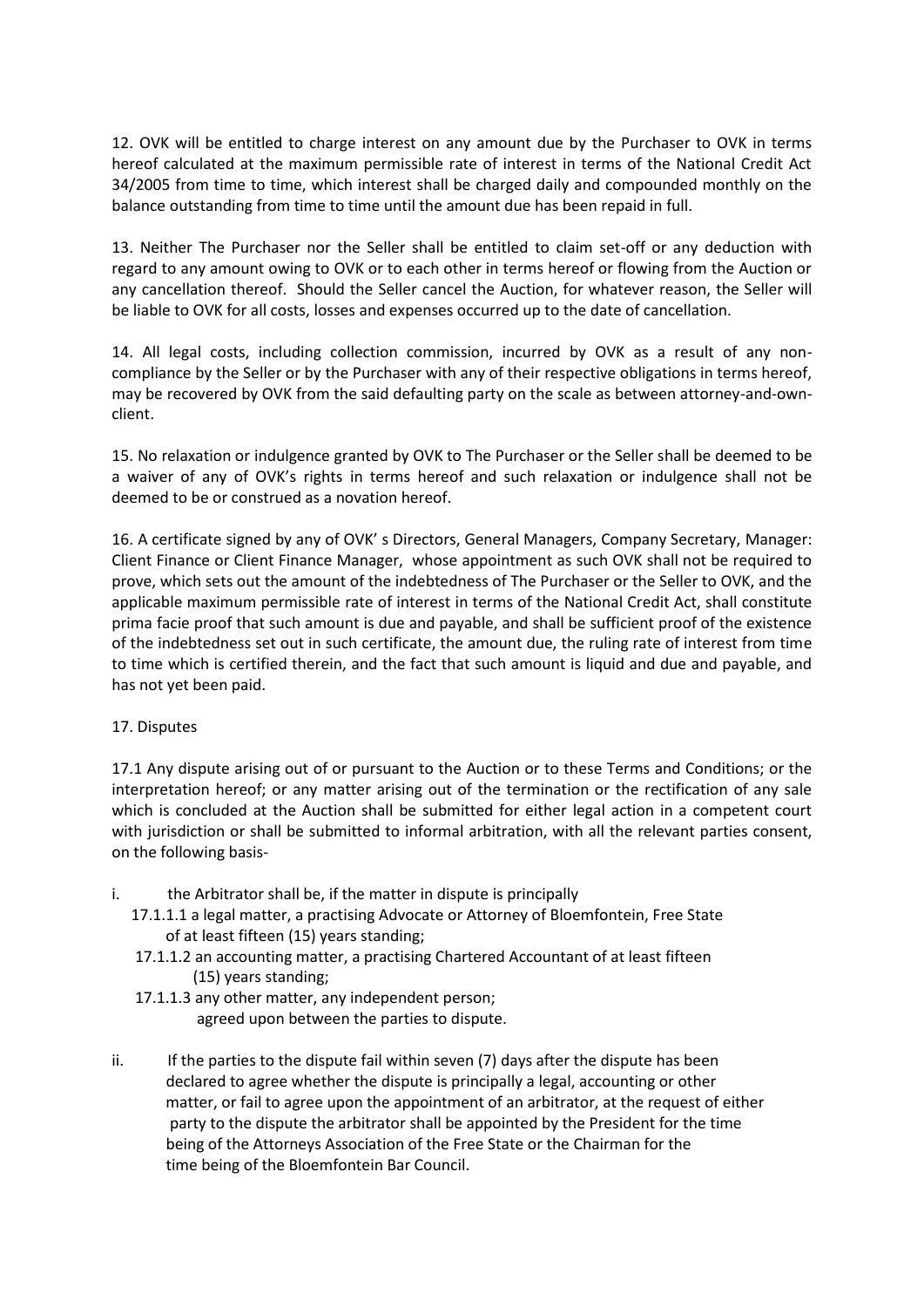12. OVK will be entitled to charge interest on any amount due by the Purchaser to OVK in terms hereof calculated at the maximum permissible rate of interest in terms of the National Credit Act 34/2005 from time to time, which interest shall be charged daily and compounded monthly on the balance outstanding from time to time until the amount due has been repaid in full.

13. Neither The Purchaser nor the Seller shall be entitled to claim set-off or any deduction with regard to any amount owing to OVK or to each other in terms hereof or flowing from the Auction or any cancellation thereof. Should the Seller cancel the Auction, for whatever reason, the Seller will be liable to OVK for all costs, losses and expenses occurred up to the date of cancellation.

14. All legal costs, including collection commission, incurred by OVK as a result of any non-compliance by the Seller or by the Purchaser with any of their respective obligations in terms hereof, may be recovered by OVK from the said defaulting party on the scale as between attorney-and-own-client.

15. No relaxation or indulgence granted by OVK to The Purchaser or the Seller shall be deemed to be a waiver of any of OVK's rights in terms hereof and such relaxation or indulgence shall not be deemed to be or construed as a novation hereof.

16. A certificate signed by any of OVK' s Directors, General Managers, Company Secretary, Manager: Client Finance or Client Finance Manager, whose appointment as such OVK shall not be required to prove, which sets out the amount of the indebtedness of The Purchaser or the Seller to OVK, and the applicable maximum permissible rate of interest in terms of the National Credit Act, shall constitute prima facie proof that such amount is due and payable, and shall be sufficient proof of the existence of the indebtedness set out in such certificate, the amount due, the ruling rate of interest from time to time which is certified therein, and the fact that such amount is liquid and due and payable, and has not yet been paid.

17. Disputes

17.1 Any dispute arising out of or pursuant to the Auction or to these Terms and Conditions; or the interpretation hereof; or any matter arising out of the termination or the rectification of any sale which is concluded at the Auction shall be submitted for either legal action in a competent court with jurisdiction or shall be submitted to informal arbitration, with all the relevant parties consent, on the following basis-

i. the Arbitrator shall be, if the matter in dispute is principally
   - 17.1.1.1 a legal matter, a practising Advocate or Attorney of Bloemfontein, Free State of at least fifteen (15) years standing;
   - 17.1.1.2 an accounting matter, a practising Chartered Accountant of at least fifteen (15) years standing;
   - 17.1.1.3 any other matter, any independent person;

   agreed upon between the parties to dispute.

ii. If the parties to the dispute fail within seven (7) days after the dispute has been declared to agree whether the dispute is principally a legal, accounting or other matter, or fail to agree upon the appointment of an arbitrator, at the request of either party to the dispute the arbitrator shall be appointed by the President for the time being of the Attorneys Association of the Free State or the Chairman for the time being of the Bloemfontein Bar Council.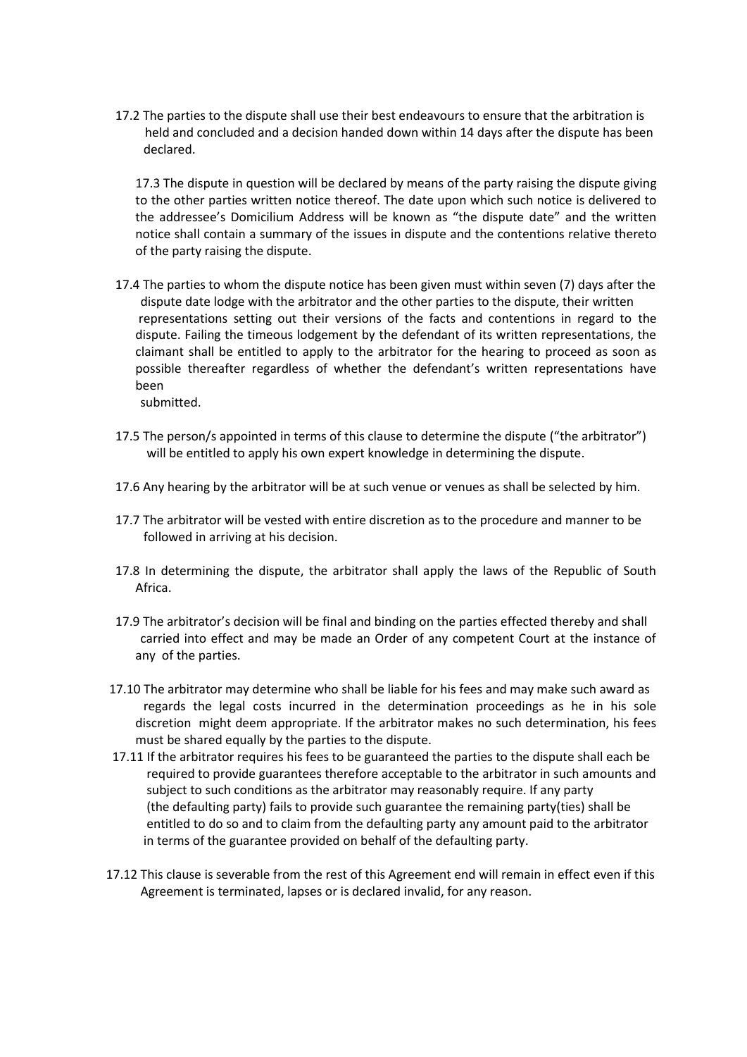17.2 The parties to the dispute shall use their best endeavours to ensure that the arbitration is held and concluded and a decision handed down within 14 days after the dispute has been declared.

17.3 The dispute in question will be declared by means of the party raising the dispute giving to the other parties written notice thereof. The date upon which such notice is delivered to the addressee's Domicilium Address will be known as "the dispute date" and the written notice shall contain a summary of the issues in dispute and the contentions relative thereto of the party raising the dispute.

17.4 The parties to whom the dispute notice has been given must within seven (7) days after the dispute date lodge with the arbitrator and the other parties to the dispute, their written representations setting out their versions of the facts and contentions in regard to the dispute. Failing the timeous lodgement by the defendant of its written representations, the claimant shall be entitled to apply to the arbitrator for the hearing to proceed as soon as possible thereafter regardless of whether the defendant's written representations have been submitted.

17.5 The person/s appointed in terms of this clause to determine the dispute ("the arbitrator") will be entitled to apply his own expert knowledge in determining the dispute.

17.6 Any hearing by the arbitrator will be at such venue or venues as shall be selected by him.

17.7 The arbitrator will be vested with entire discretion as to the procedure and manner to be followed in arriving at his decision.

17.8 In determining the dispute, the arbitrator shall apply the laws of the Republic of South Africa.

17.9 The arbitrator's decision will be final and binding on the parties effected thereby and shall carried into effect and may be made an Order of any competent Court at the instance of any of the parties.

17.10 The arbitrator may determine who shall be liable for his fees and may make such award as regards the legal costs incurred in the determination proceedings as he in his sole discretion might deem appropriate. If the arbitrator makes no such determination, his fees must be shared equally by the parties to the dispute.

17.11 If the arbitrator requires his fees to be guaranteed the parties to the dispute shall each be required to provide guarantees therefore acceptable to the arbitrator in such amounts and subject to such conditions as the arbitrator may reasonably require. If any party (the defaulting party) fails to provide such guarantee the remaining party(ties) shall be entitled to do so and to claim from the defaulting party any amount paid to the arbitrator in terms of the guarantee provided on behalf of the defaulting party.

17.12 This clause is severable from the rest of this Agreement end will remain in effect even if this Agreement is terminated, lapses or is declared invalid, for any reason.